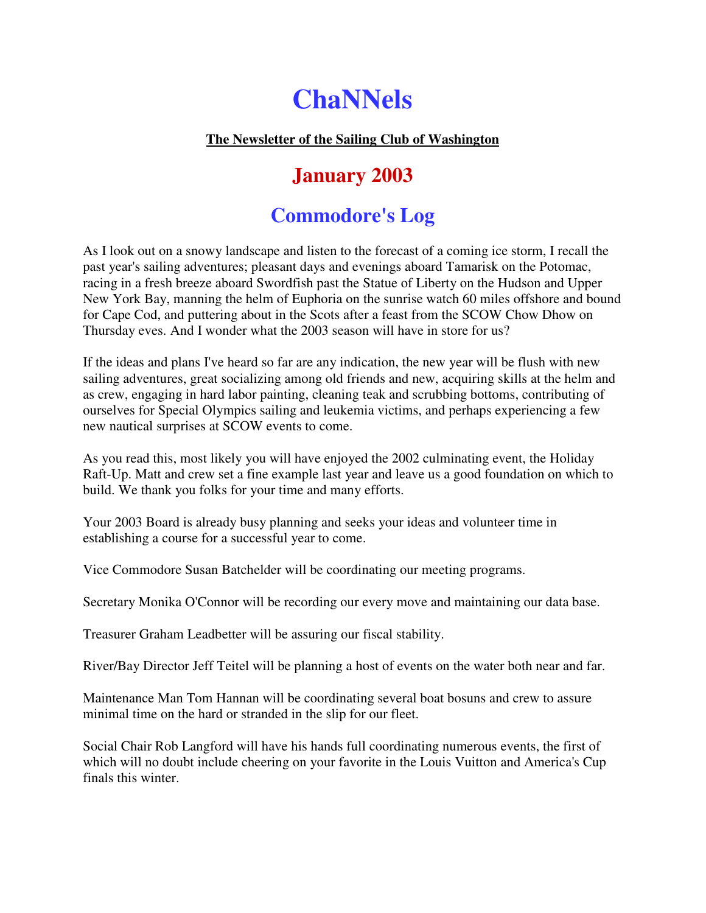# ChaNNels

**The Newsletter of the Sailing Club of Washington**

## January 2003

## Commodore's Log

As I look out on a snowy landscape and listen to the forecast of a coming ice storm, I recall the past year's sailing adventures; pleasant days and evenings aboard Tamarisk on the Potomac, racing in a fresh breeze aboard Swordfish past the Statue of Liberty on the Hudson and Upper New York Bay, manning the helm of Euphoria on the sunrise watch 60 miles offshore and bound for Cape Cod, and puttering about in the Scots after a feast from the SCOW Chow Dhow on Thursday eves. And I wonder what the 2003 season will have in store for us?

If the ideas and plans I've heard so far are any indication, the new year will be flush with new sailing adventures, great socializing among old friends and new, acquiring skills at the helm and as crew, engaging in hard labor painting, cleaning teak and scrubbing bottoms, contributing of ourselves for Special Olympics sailing and leukemia victims, and perhaps experiencing a few new nautical surprises at SCOW events to come.

As you read this, most likely you will have enjoyed the 2002 culminating event, the Holiday Raft-Up. Matt and crew set a fine example last year and leave us a good foundation on which to build. We thank you folks for your time and many efforts.

Your 2003 Board is already busy planning and seeks your ideas and volunteer time in establishing a course for a successful year to come.

Vice Commodore Susan Batchelder will be coordinating our meeting programs.

Secretary Monika O'Connor will be recording our every move and maintaining our data base.

Treasurer Graham Leadbetter will be assuring our fiscal stability.

River/Bay Director Jeff Teitel will be planning a host of events on the water both near and far.

Maintenance Man Tom Hannan will be coordinating several boat bosuns and crew to assure minimal time on the hard or stranded in the slip for our fleet.

Social Chair Rob Langford will have his hands full coordinating numerous events, the first of which will no doubt include cheering on your favorite in the Louis Vuitton and America's Cup finals this winter.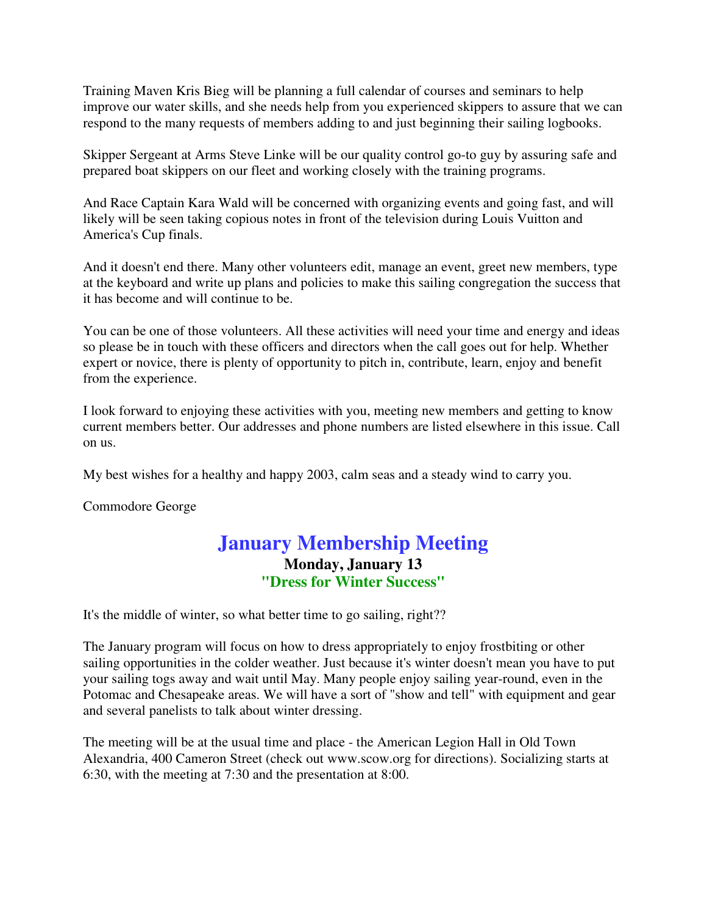Training Maven Kris Bieg will be planning a full calendar of courses and seminars to help improve our water skills, and she needs help from you experienced skippers to assure that we can respond to the many requests of members adding to and just beginning their sailing logbooks.

Skipper Sergeant at Arms Steve Linke will be our quality control go-to guy by assuring safe and prepared boat skippers on our fleet and working closely with the training programs.

And Race Captain Kara Wald will be concerned with organizing events and going fast, and will likely will be seen taking copious notes in front of the television during Louis Vuitton and America's Cup finals.

And it doesn't end there. Many other volunteers edit, manage an event, greet new members, type at the keyboard and write up plans and policies to make this sailing congregation the success that it has become and will continue to be.

You can be one of those volunteers. All these activities will need your time and energy and ideas so please be in touch with these officers and directors when the call goes out for help. Whether expert or novice, there is plenty of opportunity to pitch in, contribute, learn, enjoy and benefit from the experience.

I look forward to enjoying these activities with you, meeting new members and getting to know current members better. Our addresses and phone numbers are listed elsewhere in this issue. Call on us.

My best wishes for a healthy and happy 2003, calm seas and a steady wind to carry you.

Commodore George

## January Membership Meeting

**Monday, January 13**

**"Dress for Winter Success"**

It's the middle of winter, so what better time to go sailing, right??

The January program will focus on how to dress appropriately to enjoy frostbiting or other sailing opportunities in the colder weather. Just because it's winter doesn't mean you have to put your sailing togs away and wait until May. Many people enjoy sailing year-round, even in the Potomac and Chesapeake areas. We will have a sort of "show and tell" with equipment and gear and several panelists to talk about winter dressing.

The meeting will be at the usual time and place - the American Legion Hall in Old Town Alexandria, 400 Cameron Street (check out www.scow.org for directions). Socializing starts at 6:30, with the meeting at 7:30 and the presentation at 8:00.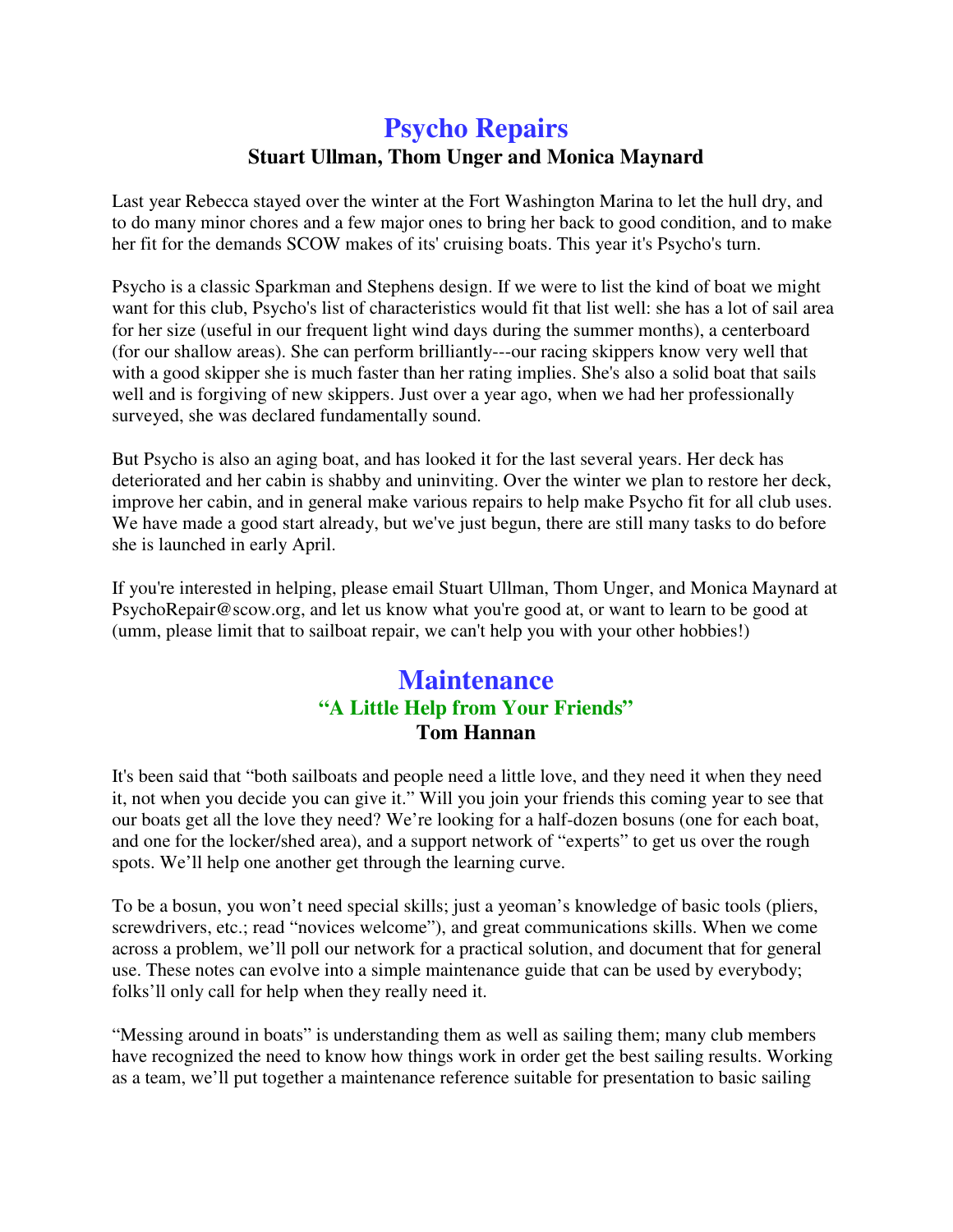# Psycho Repairs

**Stuart Ullman, Thom Unger and Monica Maynard**

Last year Rebecca stayed over the winter at the Fort Washington Marina to let the hull dry, and to do many minor chores and a few major ones to bring her back to good condition, and to make her fit for the demands SCOW makes of its' cruising boats. This year it's Psycho's turn.

Psycho is a classic Sparkman and Stephens design. If we were to list the kind of boat we might want for this club, Psycho's list of characteristics would fit that list well: she has a lot of sail area for her size (useful in our frequent light wind days during the summer months), a centerboard (for our shallow areas). She can perform brilliantly---our racing skippers know very well that with a good skipper she is much faster than her rating implies. She's also a solid boat that sails well and is forgiving of new skippers. Just over a year ago, when we had her professionally surveyed, she was declared fundamentally sound.

But Psycho is also an aging boat, and has looked it for the last several years. Her deck has deteriorated and her cabin is shabby and uninviting. Over the winter we plan to restore her deck, improve her cabin, and in general make various repairs to help make Psycho fit for all club uses. We have made a good start already, but we've just begun, there are still many tasks to do before she is launched in early April.

If you're interested in helping, please email Stuart Ullman, Thom Unger, and Monica Maynard at PsychoRepair@scow.org, and let us know what you're good at, or want to learn to be good at (umm, please limit that to sailboat repair, we can't help you with your other hobbies!)

# Maintenance

## "A Little Help from Your Friends"

**Tom Hannan**

It's been said that "both sailboats and people need a little love, and they need it when they need it, not when you decide you can give it." Will you join your friends this coming year to see that our boats get all the love they need? We're looking for a half-dozen bosuns (one for each boat, and one for the locker/shed area), and a support network of "experts" to get us over the rough spots. We'll help one another get through the learning curve.

To be a bosun, you won't need special skills; just a yeoman's knowledge of basic tools (pliers, screwdrivers, etc.; read "novices welcome"), and great communications skills. When we come across a problem, we'll poll our network for a practical solution, and document that for general use. These notes can evolve into a simple maintenance guide that can be used by everybody; folks'll only call for help when they really need it.

"Messing around in boats" is understanding them as well as sailing them; many club members have recognized the need to know how things work in order get the best sailing results. Working as a team, we'll put together a maintenance reference suitable for presentation to basic sailing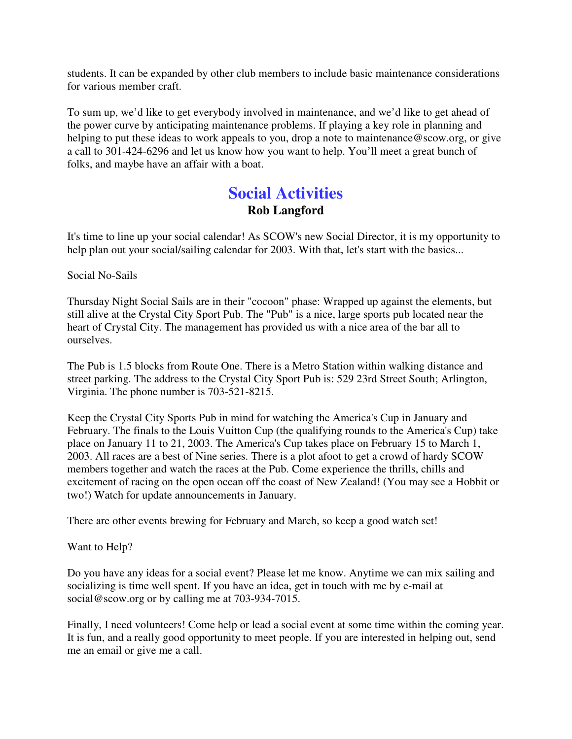students. It can be expanded by other club members to include basic maintenance considerations for various member craft.

To sum up, we'd like to get everybody involved in maintenance, and we'd like to get ahead of the power curve by anticipating maintenance problems. If playing a key role in planning and helping to put these ideas to work appeals to you, drop a note to maintenance@scow.org, or give a call to 301-424-6296 and let us know how you want to help. You'll meet a great bunch of folks, and maybe have an affair with a boat.

## Social Activities

**Rob Langford**

It's time to line up your social calendar! As SCOW's new Social Director, it is my opportunity to help plan out your social/sailing calendar for 2003. With that, let's start with the basics...

Social No-Sails

Thursday Night Social Sails are in their "cocoon" phase: Wrapped up against the elements, but still alive at the Crystal City Sport Pub. The "Pub" is a nice, large sports pub located near the heart of Crystal City. The management has provided us with a nice area of the bar all to ourselves.

The Pub is 1.5 blocks from Route One. There is a Metro Station within walking distance and street parking. The address to the Crystal City Sport Pub is: 529 23rd Street South; Arlington, Virginia. The phone number is 703-521-8215.

Keep the Crystal City Sports Pub in mind for watching the America's Cup in January and February. The finals to the Louis Vuitton Cup (the qualifying rounds to the America's Cup) take place on January 11 to 21, 2003. The America's Cup takes place on February 15 to March 1, 2003. All races are a best of Nine series. There is a plot afoot to get a crowd of hardy SCOW members together and watch the races at the Pub. Come experience the thrills, chills and excitement of racing on the open ocean off the coast of New Zealand! (You may see a Hobbit or two!) Watch for update announcements in January.

There are other events brewing for February and March, so keep a good watch set!

Want to Help?

Do you have any ideas for a social event? Please let me know. Anytime we can mix sailing and socializing is time well spent. If you have an idea, get in touch with me by e-mail at social@scow.org or by calling me at 703-934-7015.

Finally, I need volunteers! Come help or lead a social event at some time within the coming year. It is fun, and a really good opportunity to meet people. If you are interested in helping out, send me an email or give me a call.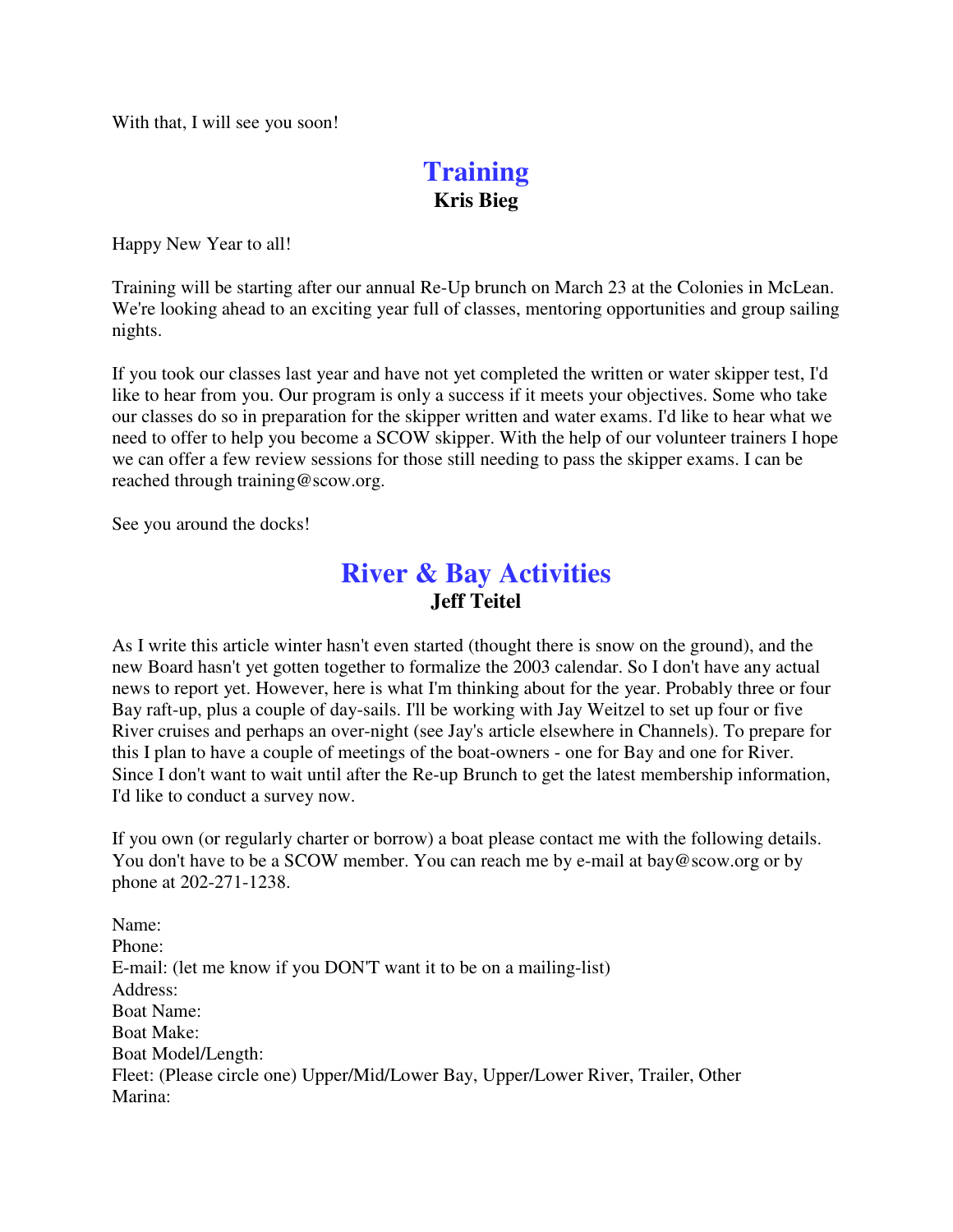With that, I will see you soon!

## Training

**Kris Bieg**

Happy New Year to all!

Training will be starting after our annual Re-Up brunch on March 23 at the Colonies in McLean. We're looking ahead to an exciting year full of classes, mentoring opportunities and group sailing nights.

If you took our classes last year and have not yet completed the written or water skipper test, I'd like to hear from you. Our program is only a success if it meets your objectives. Some who take our classes do so in preparation for the skipper written and water exams. I'd like to hear what we need to offer to help you become a SCOW skipper. With the help of our volunteer trainers I hope we can offer a few review sessions for those still needing to pass the skipper exams. I can be reached through training@scow.org.

See you around the docks!

## River & Bay Activities

**Jeff Teitel**

As I write this article winter hasn't even started (thought there is snow on the ground), and the new Board hasn't yet gotten together to formalize the 2003 calendar. So I don't have any actual news to report yet. However, here is what I'm thinking about for the year. Probably three or four Bay raft-up, plus a couple of day-sails. I'll be working with Jay Weitzel to set up four or five River cruises and perhaps an over-night (see Jay's article elsewhere in Channels). To prepare for this I plan to have a couple of meetings of the boat-owners - one for Bay and one for River. Since I don't want to wait until after the Re-up Brunch to get the latest membership information, I'd like to conduct a survey now.

If you own (or regularly charter or borrow) a boat please contact me with the following details. You don't have to be a SCOW member. You can reach me by e-mail at bay@scow.org or by phone at 202-271-1238.

Name:
Phone:
E-mail: (let me know if you DON'T want it to be on a mailing-list)
Address:
Boat Name:
Boat Make:
Boat Model/Length:
Fleet: (Please circle one) Upper/Mid/Lower Bay, Upper/Lower River, Trailer, Other
Marina: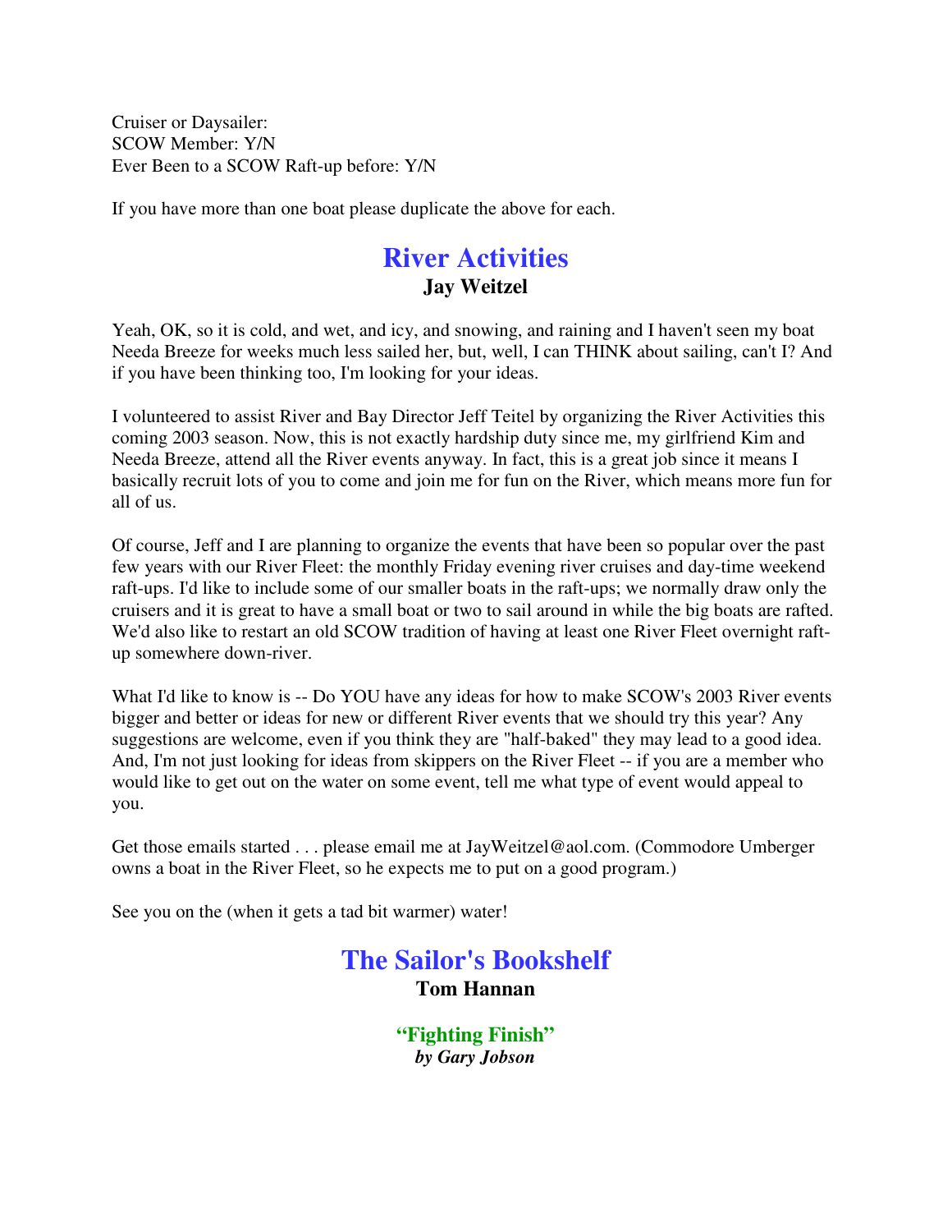Cruiser or Daysailer:
SCOW Member: Y/N
Ever Been to a SCOW Raft-up before: Y/N

If you have more than one boat please duplicate the above for each.

## River Activities

**Jay Weitzel**

Yeah, OK, so it is cold, and wet, and icy, and snowing, and raining and I haven't seen my boat Needa Breeze for weeks much less sailed her, but, well, I can THINK about sailing, can't I? And if you have been thinking too, I'm looking for your ideas.

I volunteered to assist River and Bay Director Jeff Teitel by organizing the River Activities this coming 2003 season. Now, this is not exactly hardship duty since me, my girlfriend Kim and Needa Breeze, attend all the River events anyway. In fact, this is a great job since it means I basically recruit lots of you to come and join me for fun on the River, which means more fun for all of us.

Of course, Jeff and I are planning to organize the events that have been so popular over the past few years with our River Fleet: the monthly Friday evening river cruises and day-time weekend raft-ups. I'd like to include some of our smaller boats in the raft-ups; we normally draw only the cruisers and it is great to have a small boat or two to sail around in while the big boats are rafted. We'd also like to restart an old SCOW tradition of having at least one River Fleet overnight raft-up somewhere down-river.

What I'd like to know is -- Do YOU have any ideas for how to make SCOW's 2003 River events bigger and better or ideas for new or different River events that we should try this year? Any suggestions are welcome, even if you think they are "half-baked" they may lead to a good idea. And, I'm not just looking for ideas from skippers on the River Fleet -- if you are a member who would like to get out on the water on some event, tell me what type of event would appeal to you.

Get those emails started . . . please email me at JayWeitzel@aol.com. (Commodore Umberger owns a boat in the River Fleet, so he expects me to put on a good program.)

See you on the (when it gets a tad bit warmer) water!

## The Sailor's Bookshelf

**Tom Hannan**

### "Fighting Finish"

***by Gary Jobson***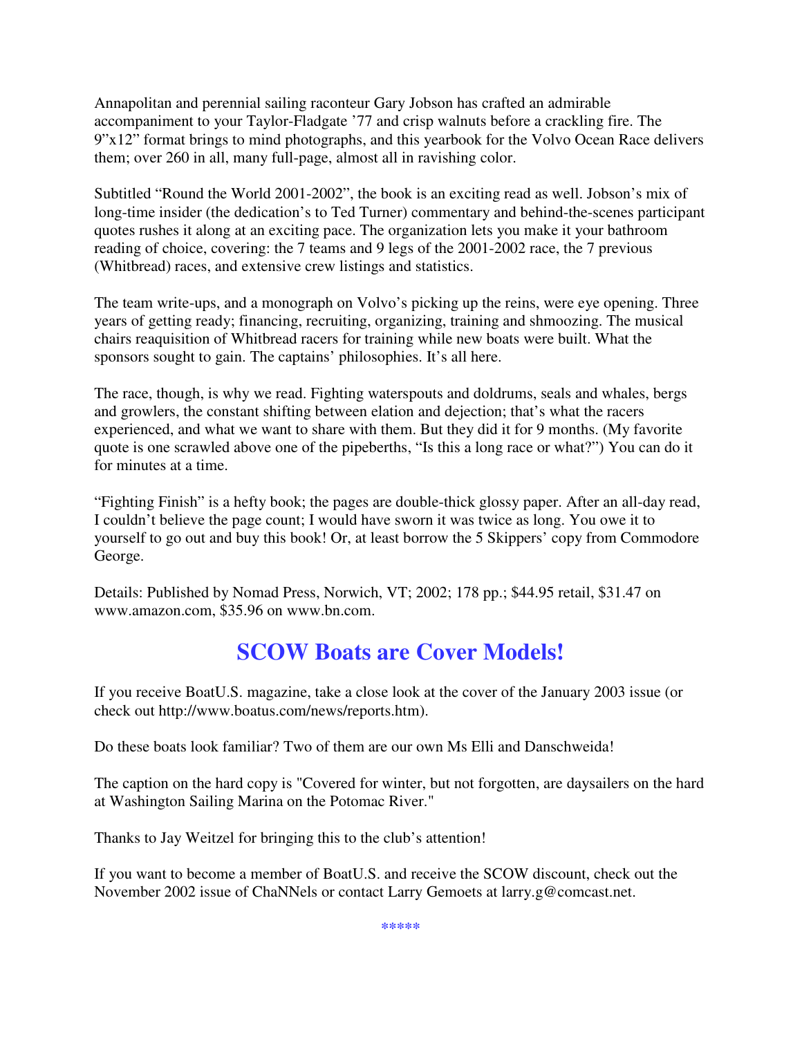Annapolitan and perennial sailing raconteur Gary Jobson has crafted an admirable accompaniment to your Taylor-Fladgate '77 and crisp walnuts before a crackling fire. The 9"x12" format brings to mind photographs, and this yearbook for the Volvo Ocean Race delivers them; over 260 in all, many full-page, almost all in ravishing color.

Subtitled "Round the World 2001-2002", the book is an exciting read as well. Jobson's mix of long-time insider (the dedication's to Ted Turner) commentary and behind-the-scenes participant quotes rushes it along at an exciting pace. The organization lets you make it your bathroom reading of choice, covering: the 7 teams and 9 legs of the 2001-2002 race, the 7 previous (Whitbread) races, and extensive crew listings and statistics.

The team write-ups, and a monograph on Volvo's picking up the reins, were eye opening. Three years of getting ready; financing, recruiting, organizing, training and shmoozing. The musical chairs reaquisition of Whitbread racers for training while new boats were built. What the sponsors sought to gain. The captains' philosophies. It's all here.

The race, though, is why we read. Fighting waterspouts and doldrums, seals and whales, bergs and growlers, the constant shifting between elation and dejection; that's what the racers experienced, and what we want to share with them. But they did it for 9 months. (My favorite quote is one scrawled above one of the pipeberths, "Is this a long race or what?") You can do it for minutes at a time.

"Fighting Finish" is a hefty book; the pages are double-thick glossy paper. After an all-day read, I couldn't believe the page count; I would have sworn it was twice as long. You owe it to yourself to go out and buy this book! Or, at least borrow the 5 Skippers' copy from Commodore George.

Details: Published by Nomad Press, Norwich, VT; 2002; 178 pp.; $44.95 retail, $31.47 on www.amazon.com, $35.96 on www.bn.com.

## SCOW Boats are Cover Models!

If you receive BoatU.S. magazine, take a close look at the cover of the January 2003 issue (or check out http://www.boatus.com/news/reports.htm).

Do these boats look familiar? Two of them are our own Ms Elli and Danschweida!

The caption on the hard copy is "Covered for winter, but not forgotten, are daysailers on the hard at Washington Sailing Marina on the Potomac River."

Thanks to Jay Weitzel for bringing this to the club's attention!

If you want to become a member of BoatU.S. and receive the SCOW discount, check out the November 2002 issue of ChaNNels or contact Larry Gemoets at larry.g@comcast.net.

*****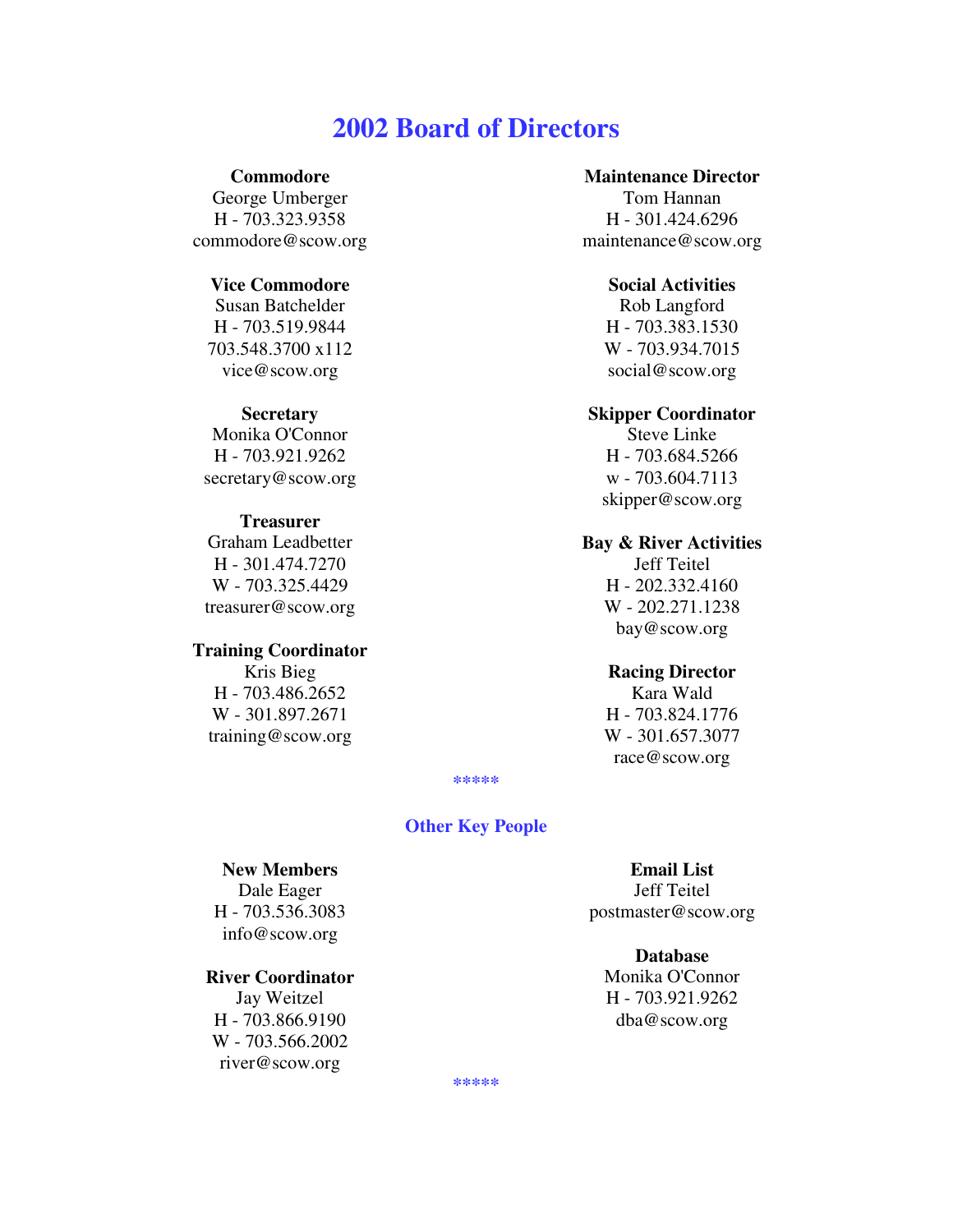# 2002 Board of Directors

**Commodore**
George Umberger
H - 703.323.9358
commodore@scow.org

**Vice Commodore**
Susan Batchelder
H - 703.519.9844
703.548.3700 x112
vice@scow.org

**Secretary**
Monika O'Connor
H - 703.921.9262
secretary@scow.org

**Treasurer**
Graham Leadbetter
H - 301.474.7270
W - 703.325.4429
treasurer@scow.org

**Training Coordinator**
Kris Bieg
H - 703.486.2652
W - 301.897.2671
training@scow.org

**Maintenance Director**
Tom Hannan
H - 301.424.6296
maintenance@scow.org

**Social Activities**
Rob Langford
H - 703.383.1530
W - 703.934.7015
social@scow.org

**Skipper Coordinator**
Steve Linke
H - 703.684.5266
w - 703.604.7113
skipper@scow.org

**Bay & River Activities**
Jeff Teitel
H - 202.332.4160
W - 202.271.1238
bay@scow.org

**Racing Director**
Kara Wald
H - 703.824.1776
W - 301.657.3077
race@scow.org

*****

## Other Key People

**New Members**
Dale Eager
H - 703.536.3083
info@scow.org

**River Coordinator**
Jay Weitzel
H - 703.866.9190
W - 703.566.2002
river@scow.org

**Email List**
Jeff Teitel
postmaster@scow.org

**Database**
Monika O'Connor
H - 703.921.9262
dba@scow.org

*****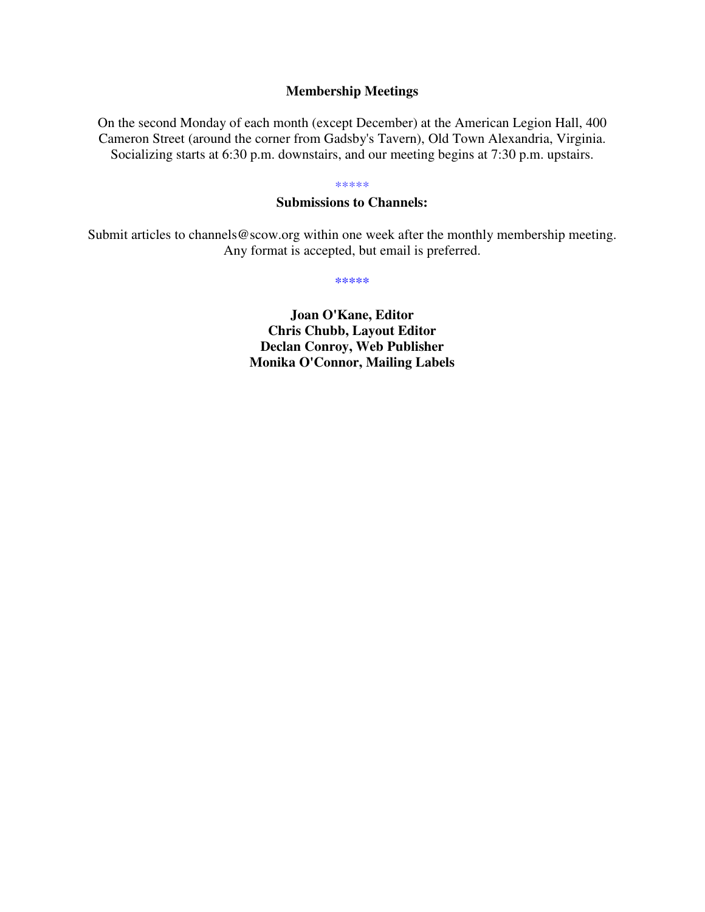**Membership Meetings**

On the second Monday of each month (except December) at the American Legion Hall, 400 Cameron Street (around the corner from Gadsby's Tavern), Old Town Alexandria, Virginia. Socializing starts at 6:30 p.m. downstairs, and our meeting begins at 7:30 p.m. upstairs.

*****

**Submissions to Channels:**

Submit articles to channels@scow.org within one week after the monthly membership meeting. Any format is accepted, but email is preferred.

*****

**Joan O'Kane, Editor**
**Chris Chubb, Layout Editor**
**Declan Conroy, Web Publisher**
**Monika O'Connor, Mailing Labels**